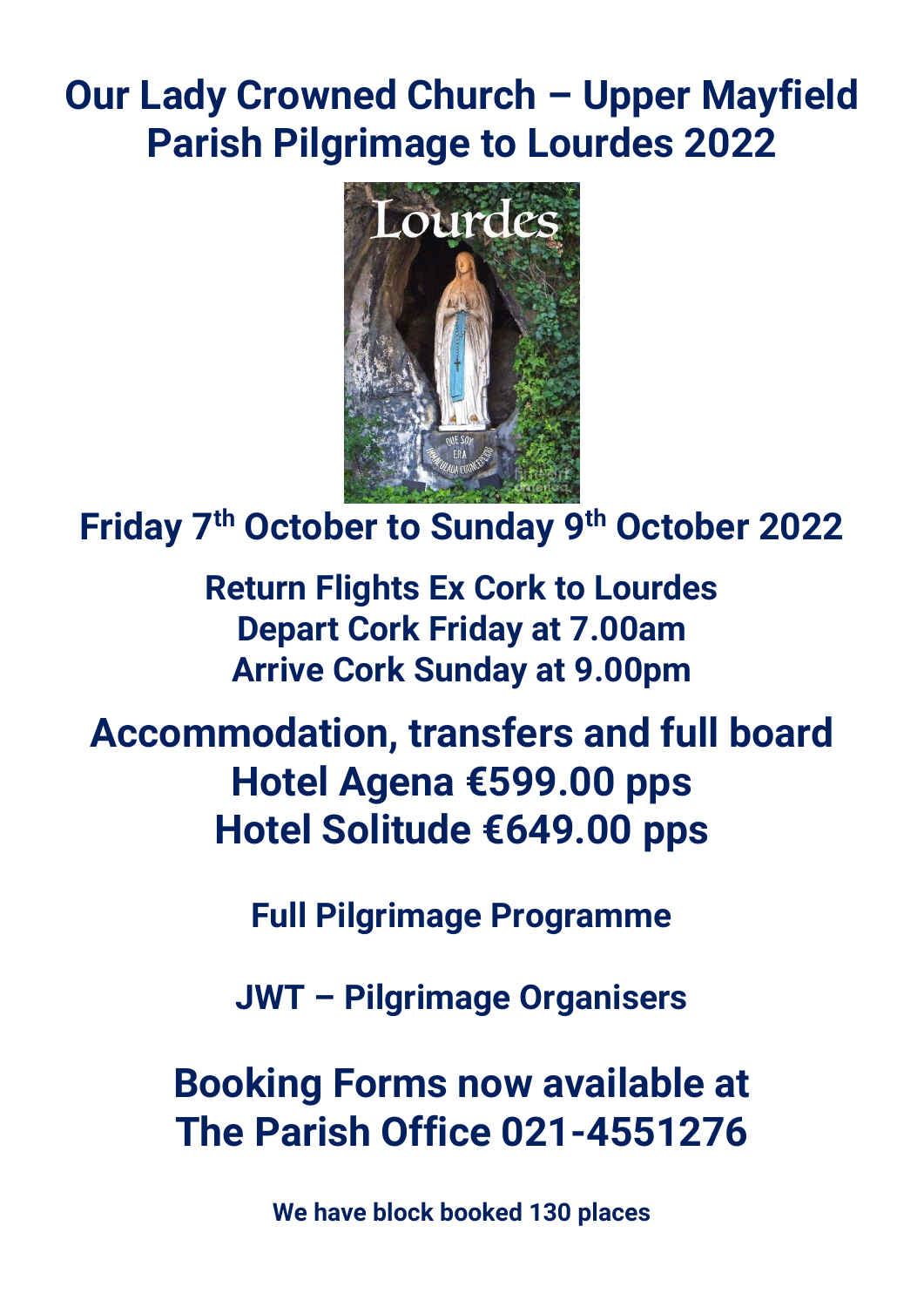# Our Lady Crowned Church – Upper Mayfield
# Parish Pilgrimage to Lourdes 2022

## Friday 7th October to Sunday 9th October 2022

**Return Flights Ex Cork to Lourdes**
**Depart Cork Friday at 7.00am**
**Arrive Cork Sunday at 9.00pm**

## Accommodation, transfers and full board
## Hotel Agena €599.00 pps
## Hotel Solitude €649.00 pps

**Full Pilgrimage Programme**

**JWT – Pilgrimage Organisers**

## Booking Forms now available at
## The Parish Office 021-4551276

**We have block booked 130 places**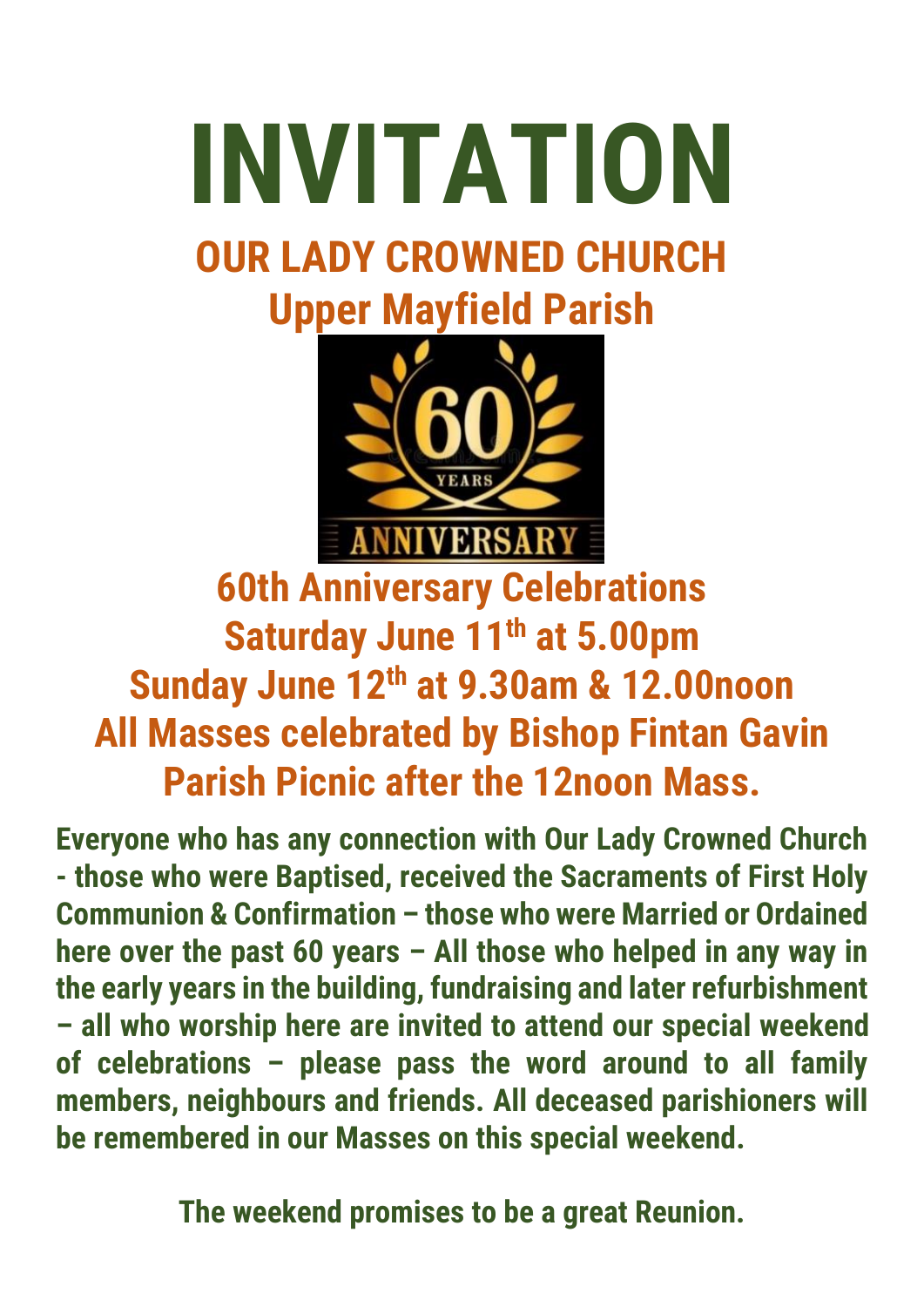# INVITATION

## OUR LADY CROWNED CHURCH
## Upper Mayfield Parish

## 60th Anniversary Celebrations
## Saturday June 11th at 5.00pm
## Sunday June 12th at 9.30am & 12.00noon
## All Masses celebrated by Bishop Fintan Gavin
## Parish Picnic after the 12noon Mass.

**Everyone who has any connection with Our Lady Crowned Church - those who were Baptised, received the Sacraments of First Holy Communion & Confirmation – those who were Married or Ordained here over the past 60 years – All those who helped in any way in the early years in the building, fundraising and later refurbishment – all who worship here are invited to attend our special weekend of celebrations – please pass the word around to all family members, neighbours and friends. All deceased parishioners will be remembered in our Masses on this special weekend.**

**The weekend promises to be a great Reunion.**